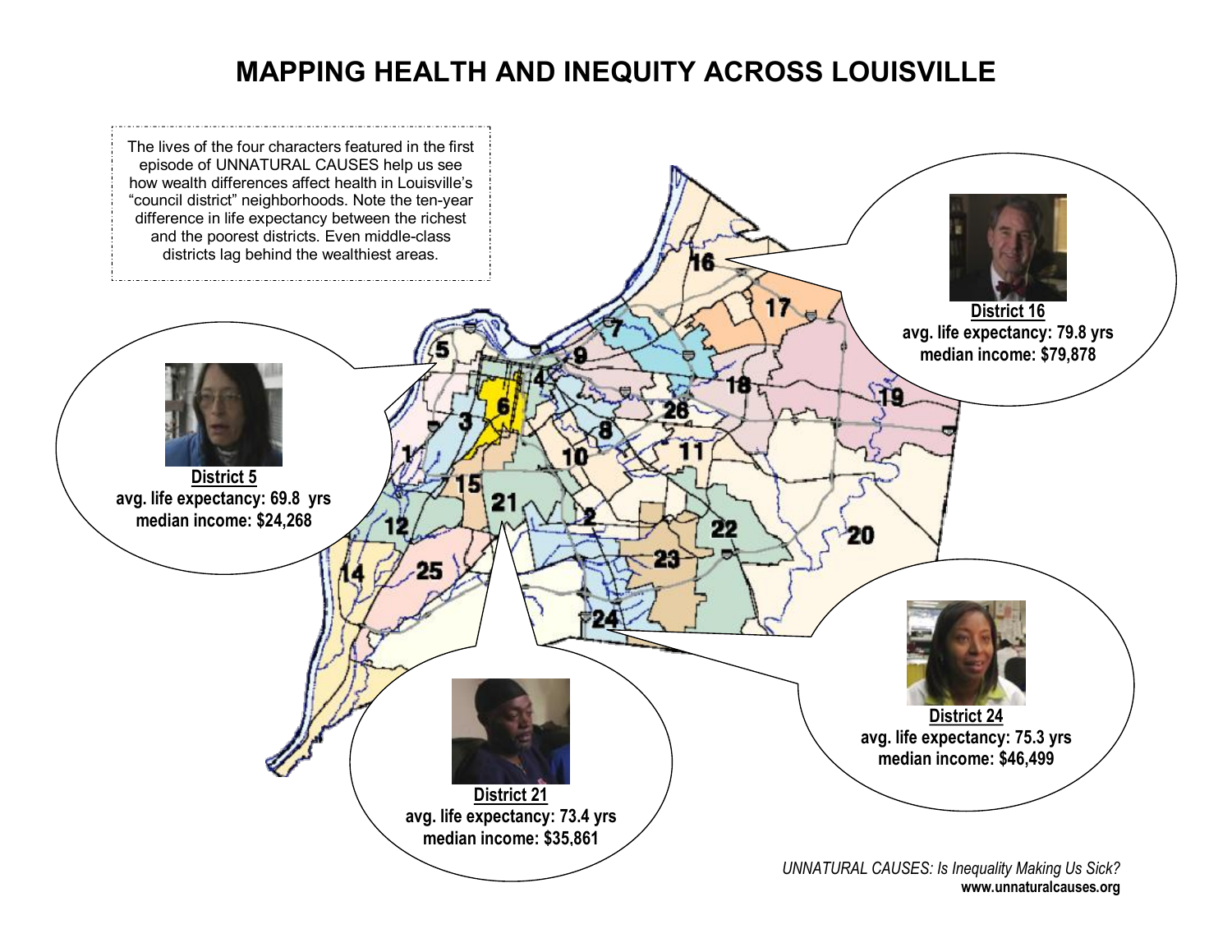# MAPPING HEALTH AND INEQUITY ACROSS LOUISVILLE

The lives of the four characters featured in the first episode of UNNATURAL CAUSES help us see how wealth differences affect health in Louisville's "council district" neighborhoods. Note the ten-year difference in life expectancy between the richest and the poorest districts. Even middle-class districts lag behind the wealthiest areas.

**District 16**
**avg. life expectancy: 79.8 yrs**
**median income: $79,878**

**District 5**
**avg. life expectancy: 69.8 yrs**
**median income: $24,268**

**District 24**
**avg. life expectancy: 75.3 yrs**
**median income: $46,499**

**District 21**
**avg. life expectancy: 73.4 yrs**
**median income: $35,861**

*UNNATURAL CAUSES: Is Inequality Making Us Sick?*
**www.unnaturalcauses.org**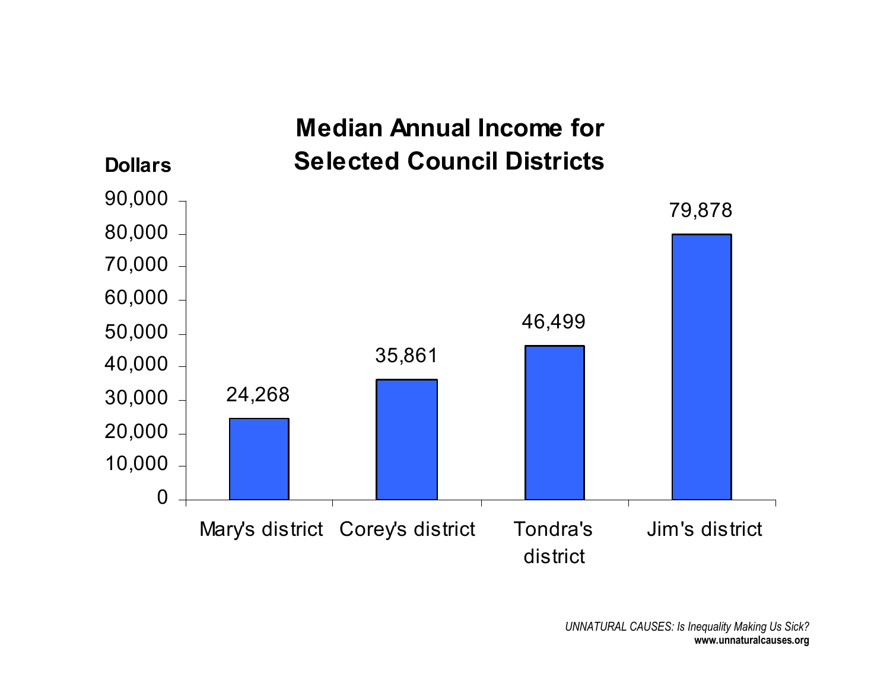# Median Annual Income for Selected Council Districts

| District | Dollars |
| --- | --- |
| Mary's district | 24,268 |
| Corey's district | 35,861 |
| Tondra's district | 46,499 |
| Jim's district | 79,878 |

*UNNATURAL CAUSES: Is Inequality Making Us Sick?*
**www.unnaturalcauses.org**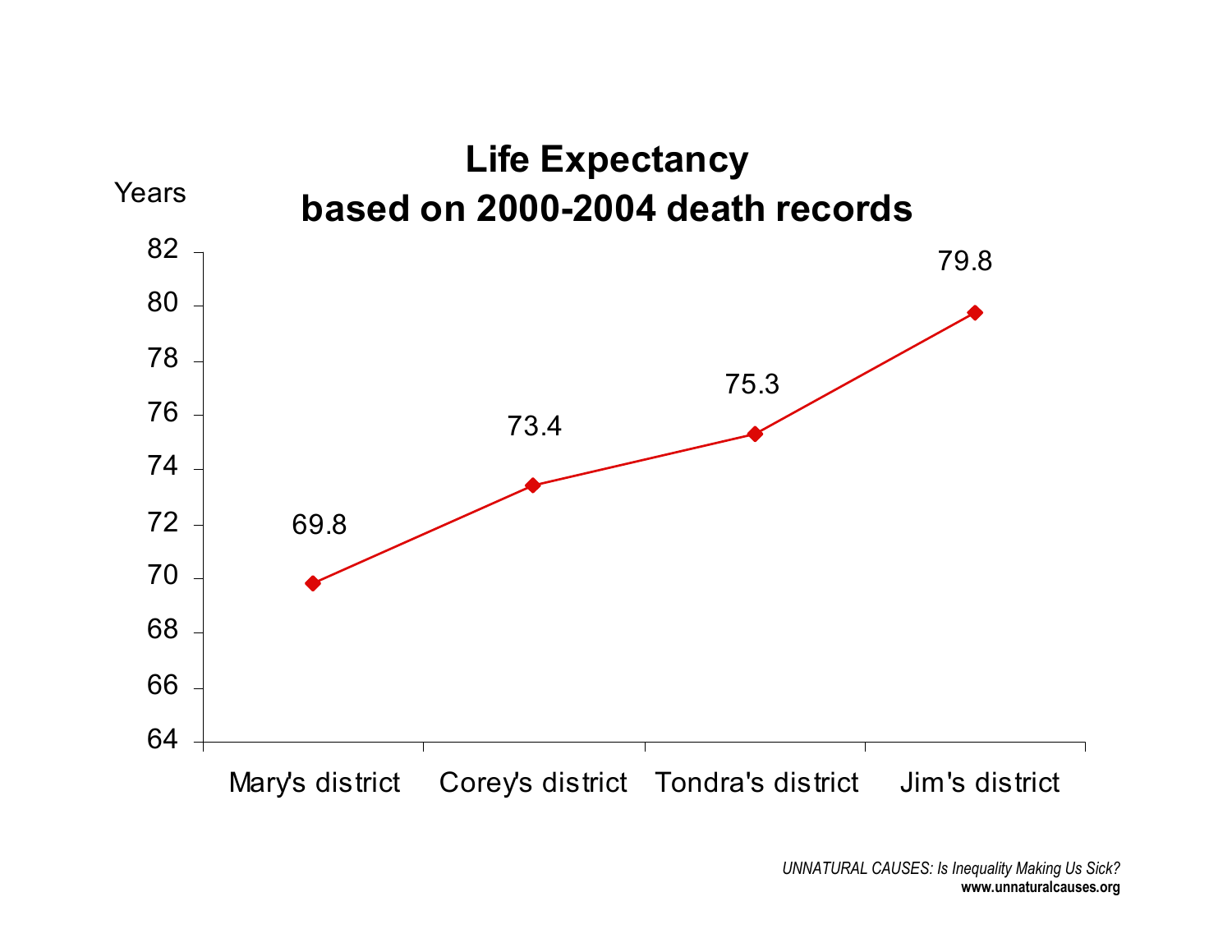# Life Expectancy based on 2000-2004 death records

Years

| District | Life Expectancy (Years) |
|---|---|
| Mary's district | 69.8 |
| Corey's district | 73.4 |
| Tondra's district | 75.3 |
| Jim's district | 79.8 |

*UNNATURAL CAUSES: Is Inequality Making Us Sick?*
**www.unnaturalcauses.org**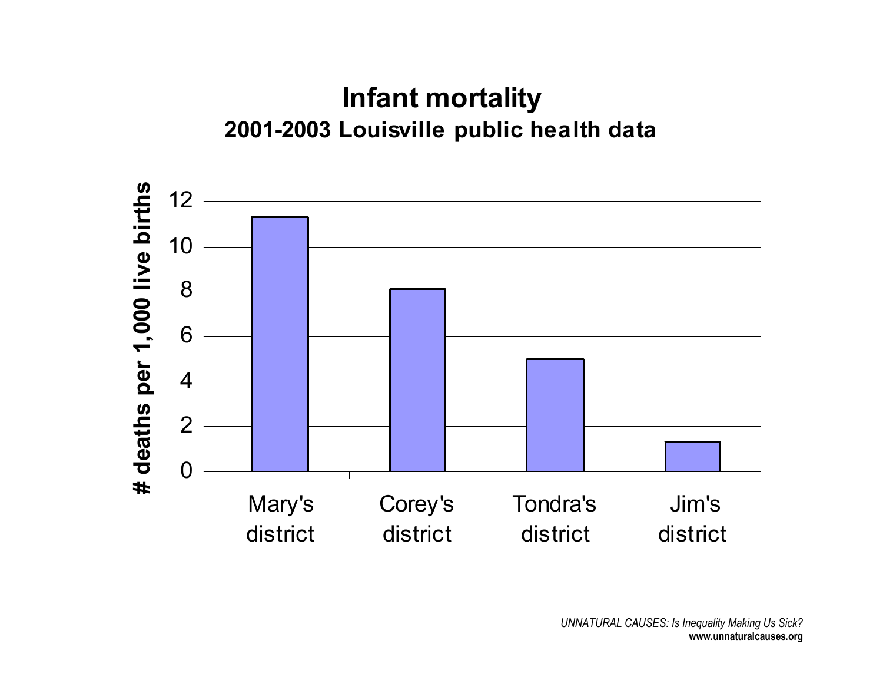# Infant mortality

## 2001-2003 Louisville public health data

| District | # deaths per 1,000 live births |
| --- | --- |
| Mary's district | ~11.3 |
| Corey's district | ~8.1 |
| Tondra's district | ~5.0 |
| Jim's district | ~1.3 |

*UNNATURAL CAUSES: Is Inequality Making Us Sick?*
**www.unnaturalcauses.org**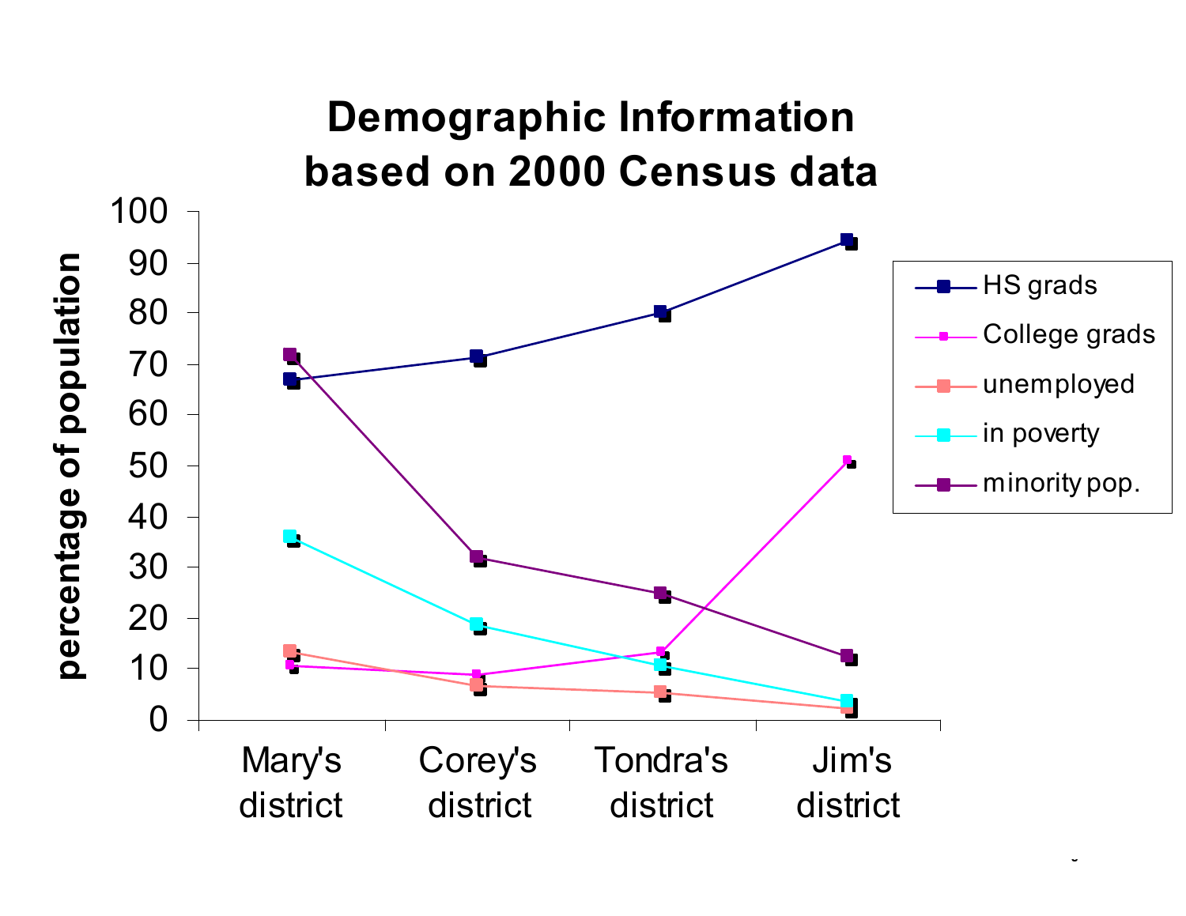# Demographic Information based on 2000 Census data

| | Mary's district | Corey's district | Tondra's district | Jim's district |
|---|---|---|---|---|
| HS grads | 67 | 71.5 | 80 | 94.5 |
| College grads | 10.5 | 8.5 | 13 | 51 |
| unemployed | 13.5 | 6.5 | 5 | 2 |
| in poverty | 36 | 18.5 | 10.5 | 3.5 |
| minority pop. | 72 | 32 | 25 | 12.5 |

percentage of population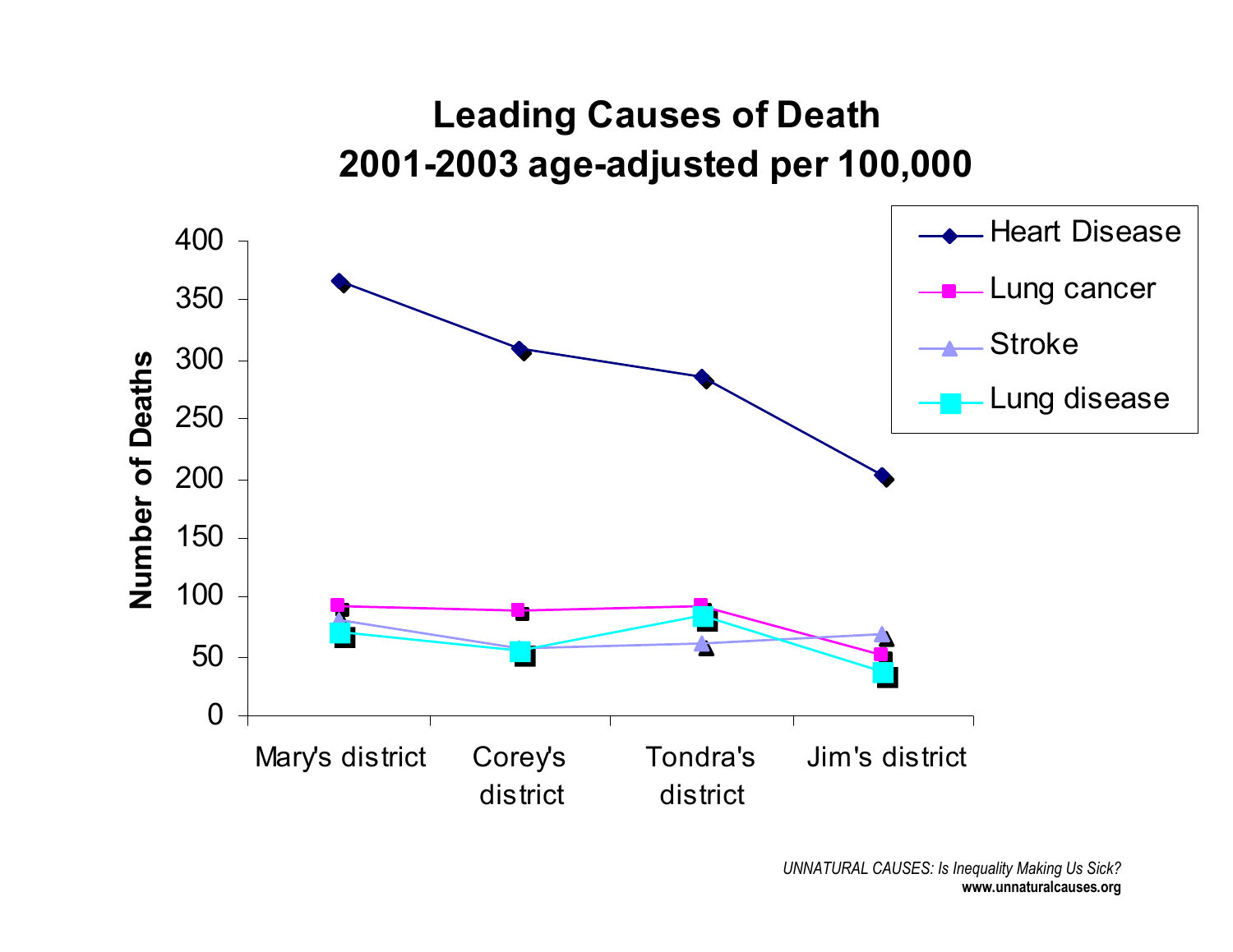# Leading Causes of Death 2001-2003 age-adjusted per 100,000

Number of Deaths

400
350
300
250
200
150
100
50
0

Mary's district
Corey's district
Tondra's district
Jim's district

Heart Disease
Lung cancer
Stroke
Lung disease

*UNNATURAL CAUSES: Is Inequality Making Us Sick?*
**www.unnaturalcauses.org**